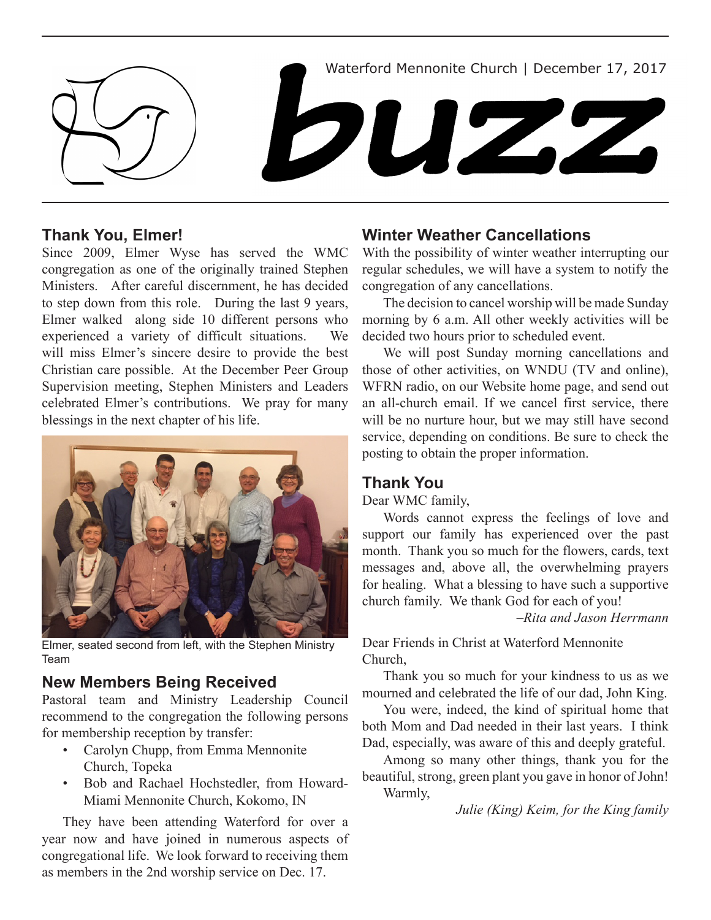Waterford Mennonite Church | December 17, 2017

# buzz

## Thank You, Elmer!

Since 2009, Elmer Wyse has served the WMC congregation as one of the originally trained Stephen Ministers. After careful discernment, he has decided to step down from this role. During the last 9 years, Elmer walked along side 10 different persons who experienced a variety of difficult situations. We will miss Elmer's sincere desire to provide the best Christian care possible. At the December Peer Group Supervision meeting, Stephen Ministers and Leaders celebrated Elmer's contributions. We pray for many blessings in the next chapter of his life.

Elmer, seated second from left, with the Stephen Ministry Team

## New Members Being Received

Pastoral team and Ministry Leadership Council recommend to the congregation the following persons for membership reception by transfer:

- Carolyn Chupp, from Emma Mennonite Church, Topeka
- Bob and Rachael Hochstedler, from Howard-Miami Mennonite Church, Kokomo, IN

They have been attending Waterford for over a year now and have joined in numerous aspects of congregational life. We look forward to receiving them as members in the 2nd worship service on Dec. 17.

## Winter Weather Cancellations

With the possibility of winter weather interrupting our regular schedules, we will have a system to notify the congregation of any cancellations.

The decision to cancel worship will be made Sunday morning by 6 a.m. All other weekly activities will be decided two hours prior to scheduled event.

We will post Sunday morning cancellations and those of other activities, on WNDU (TV and online), WFRN radio, on our Website home page, and send out an all-church email. If we cancel first service, there will be no nurture hour, but we may still have second service, depending on conditions. Be sure to check the posting to obtain the proper information.

## Thank You

Dear WMC family,

Words cannot express the feelings of love and support our family has experienced over the past month. Thank you so much for the flowers, cards, text messages and, above all, the overwhelming prayers for healing. What a blessing to have such a supportive church family. We thank God for each of you!

*–Rita and Jason Herrmann*

Dear Friends in Christ at Waterford Mennonite Church,

Thank you so much for your kindness to us as we mourned and celebrated the life of our dad, John King.

You were, indeed, the kind of spiritual home that both Mom and Dad needed in their last years. I think Dad, especially, was aware of this and deeply grateful.

Among so many other things, thank you for the beautiful, strong, green plant you gave in honor of John!

Warmly,

*Julie (King) Keim, for the King family*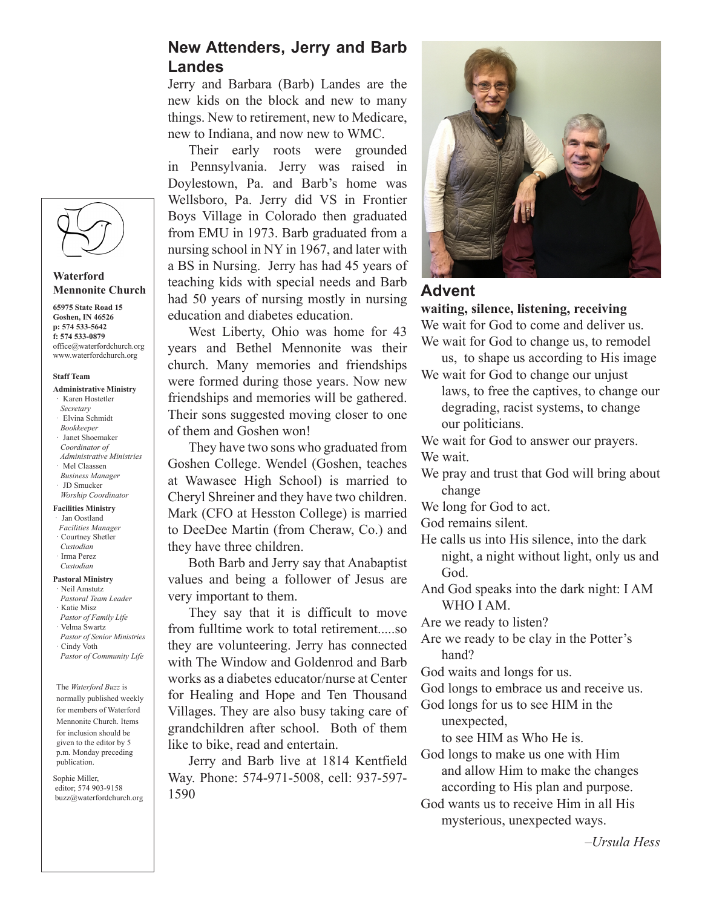## New Attenders, Jerry and Barb Landes

Jerry and Barbara (Barb) Landes are the new kids on the block and new to many things. New to retirement, new to Medicare, new to Indiana, and now new to WMC.

Their early roots were grounded in Pennsylvania. Jerry was raised in Doylestown, Pa. and Barb's home was Wellsboro, Pa. Jerry did VS in Frontier Boys Village in Colorado then graduated from EMU in 1973. Barb graduated from a nursing school in NY in 1967, and later with a BS in Nursing. Jerry has had 45 years of teaching kids with special needs and Barb had 50 years of nursing mostly in nursing education and diabetes education.

West Liberty, Ohio was home for 43 years and Bethel Mennonite was their church. Many memories and friendships were formed during those years. Now new friendships and memories will be gathered. Their sons suggested moving closer to one of them and Goshen won!

They have two sons who graduated from Goshen College. Wendel (Goshen, teaches at Wawasee High School) is married to Cheryl Shreiner and they have two children. Mark (CFO at Hesston College) is married to DeeDee Martin (from Cheraw, Co.) and they have three children.

Both Barb and Jerry say that Anabaptist values and being a follower of Jesus are very important to them.

They say that it is difficult to move from fulltime work to total retirement.....so they are volunteering. Jerry has connected with The Window and Goldenrod and Barb works as a diabetes educator/nurse at Center for Healing and Hope and Ten Thousand Villages. They are also busy taking care of grandchildren after school. Both of them like to bike, read and entertain.

Jerry and Barb live at 1814 Kentfield Way. Phone: 574-971-5008, cell: 937-597-1590

## Advent

**waiting, silence, listening, receiving**

We wait for God to come and deliver us.
We wait for God to change us, to remodel us, to shape us according to His image
We wait for God to change our unjust laws, to free the captives, to change our degrading, racist systems, to change our politicians.
We wait for God to answer our prayers.
We wait.
We pray and trust that God will bring about change
We long for God to act.
God remains silent.
He calls us into His silence, into the dark night, a night without light, only us and God.
And God speaks into the dark night: I AM WHO I AM.
Are we ready to listen?
Are we ready to be clay in the Potter's hand?
God waits and longs for us.
God longs to embrace us and receive us.
God longs for us to see HIM in the unexpected,
to see HIM as Who He is.
God longs to make us one with Him and allow Him to make the changes according to His plan and purpose.
God wants us to receive Him in all His mysterious, unexpected ways.

*–Ursula Hess*

---

**Waterford Mennonite Church**

**65975 State Road 15**
**Goshen, IN 46526**
**p: 574 533-5642**
**f: 574 533-0879**
office@waterfordchurch.org
www.waterfordchurch.org

**Staff Team**

**Administrative Ministry**
- Karen Hostetler *Secretary*
- Elvina Schmidt *Bookkeeper*
- Janet Shoemaker *Coordinator of Administrative Ministries*
- Mel Claassen *Business Manager*
- JD Smucker *Worship Coordinator*

**Facilities Ministry**
- Jan Oostland *Facilities Manager*
- Courtney Shetler *Custodian*
- Irma Perez *Custodian*

**Pastoral Ministry**
- Neil Amstutz *Pastoral Team Leader*
- Katie Misz *Pastor of Family Life*
- Velma Swartz *Pastor of Senior Ministries*
- Cindy Voth *Pastor of Community Life*

The *Waterford Buzz* is normally published weekly for members of Waterford Mennonite Church. Items for inclusion should be given to the editor by 5 p.m. Monday preceding publication.

Sophie Miller, editor; 574 903-9158
buzz@waterfordchurch.org